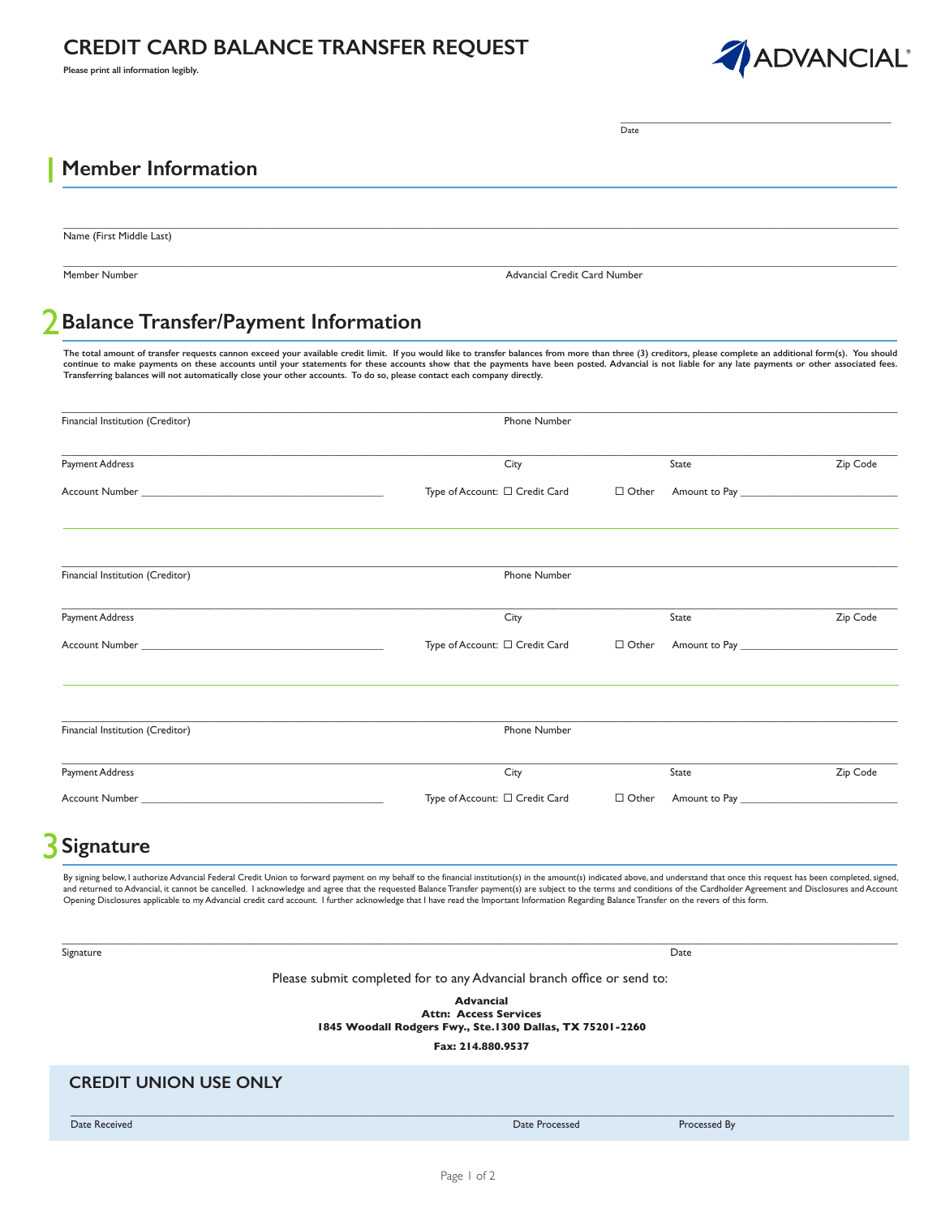# CREDIT CARD BALANCE TRANSFER REQUEST

**Please print all information legibly.**

ADVANCIAL®

_______________________________
Date

## 1 Member Information

_______________________________
Name (First Middle Last)

_______________________________
Member Number — Advancial Credit Card Number

## 2 Balance Transfer/Payment Information

**The total amount of transfer requests cannon exceed your available credit limit. If you would like to transfer balances from more than three (3) creditors, please complete an additional form(s). You should continue to make payments on these accounts until your statements for these accounts show that the payments have been posted. Advancial is not liable for any late payments or other associated fees. Transferring balances will not automatically close your other accounts. To do so, please contact each company directly.**

_______________________________
Financial Institution (Creditor) — Phone Number

_______________________________
Payment Address — City — State — Zip Code

Account Number ______________________ Type of Account: ☐ Credit Card ☐ Other Amount to Pay ______________

_______________________________
Financial Institution (Creditor) — Phone Number

_______________________________
Payment Address — City — State — Zip Code

Account Number ______________________ Type of Account: ☐ Credit Card ☐ Other Amount to Pay ______________

_______________________________
Financial Institution (Creditor) — Phone Number

_______________________________
Payment Address — City — State — Zip Code

Account Number ______________________ Type of Account: ☐ Credit Card ☐ Other Amount to Pay ______________

## 3 Signature

By signing below, I authorize Advancial Federal Credit Union to forward payment on my behalf to the financial institution(s) in the amount(s) indicated above, and understand that once this request has been completed, signed, and returned to Advancial, it cannot be cancelled. I acknowledge and agree that the requested Balance Transfer payment(s) are subject to the terms and conditions of the Cardholder Agreement and Disclosures and Account Opening Disclosures applicable to my Advancial credit card account. I further acknowledge that I have read the Important Information Regarding Balance Transfer on the revers of this form.

_______________________________
Signature — Date

Please submit completed for to any Advancial branch office or send to:

**Advancial**
**Attn: Access Services**
**1845 Woodall Rodgers Fwy., Ste.1300 Dallas, TX 75201-2260**

**Fax: 214.880.9537**

## CREDIT UNION USE ONLY

_______________________________
Date Received — Date Processed — Processed By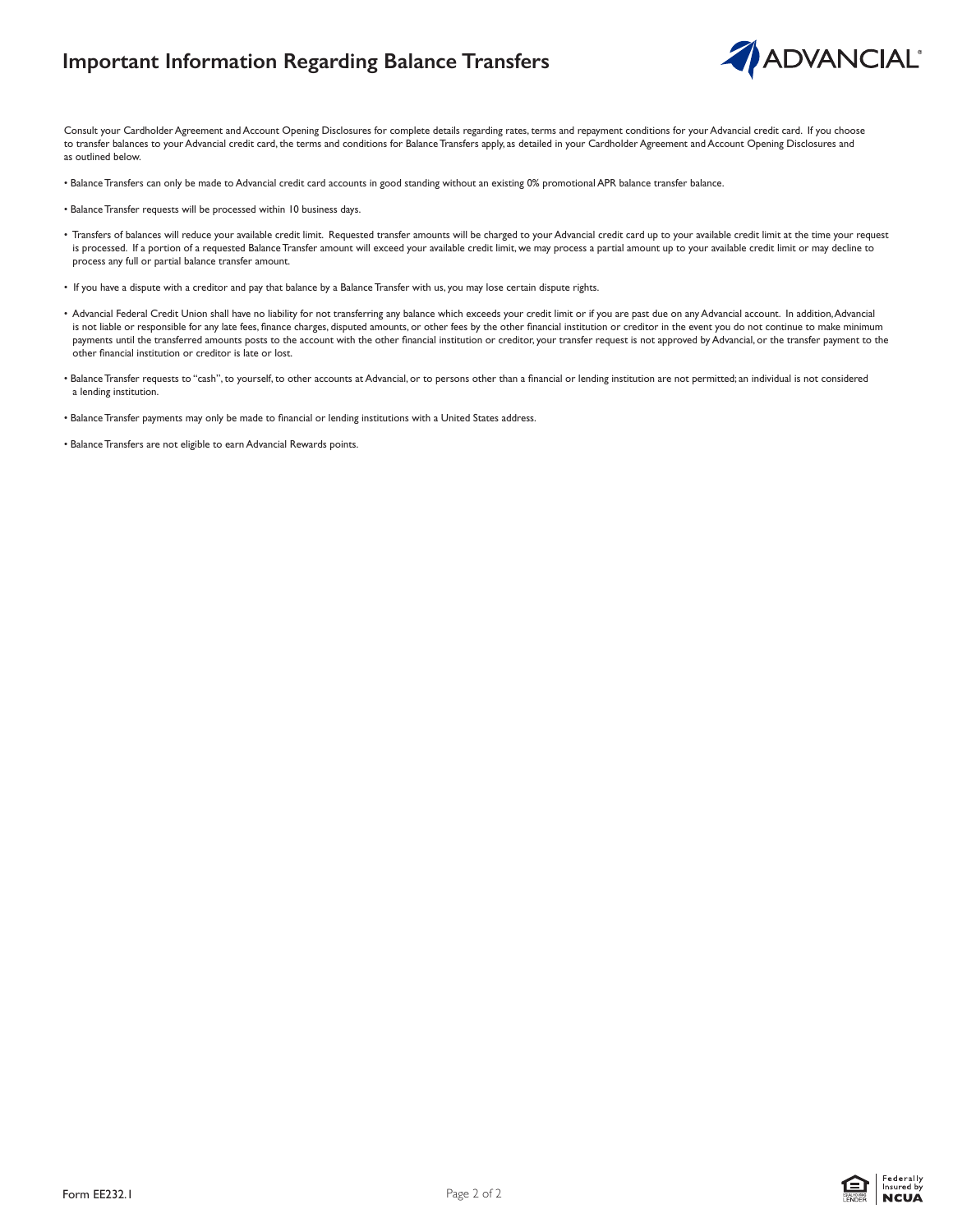# Important Information Regarding Balance Transfers

Consult your Cardholder Agreement and Account Opening Disclosures for complete details regarding rates, terms and repayment conditions for your Advancial credit card. If you choose to transfer balances to your Advancial credit card, the terms and conditions for Balance Transfers apply, as detailed in your Cardholder Agreement and Account Opening Disclosures and as outlined below.

- Balance Transfers can only be made to Advancial credit card accounts in good standing without an existing 0% promotional APR balance transfer balance.

- Balance Transfer requests will be processed within 10 business days.

- Transfers of balances will reduce your available credit limit. Requested transfer amounts will be charged to your Advancial credit card up to your available credit limit at the time your request is processed. If a portion of a requested Balance Transfer amount will exceed your available credit limit, we may process a partial amount up to your available credit limit or may decline to process any full or partial balance transfer amount.

- If you have a dispute with a creditor and pay that balance by a Balance Transfer with us, you may lose certain dispute rights.

- Advancial Federal Credit Union shall have no liability for not transferring any balance which exceeds your credit limit or if you are past due on any Advancial account. In addition, Advancial is not liable or responsible for any late fees, finance charges, disputed amounts, or other fees by the other financial institution or creditor in the event you do not continue to make minimum payments until the transferred amounts posts to the account with the other financial institution or creditor, your transfer request is not approved by Advancial, or the transfer payment to the other financial institution or creditor is late or lost.

- Balance Transfer requests to "cash", to yourself, to other accounts at Advancial, or to persons other than a financial or lending institution are not permitted; an individual is not considered a lending institution.

- Balance Transfer payments may only be made to financial or lending institutions with a United States address.

- Balance Transfers are not eligible to earn Advancial Rewards points.

Form EE232.1

Federally Insured by NCUA